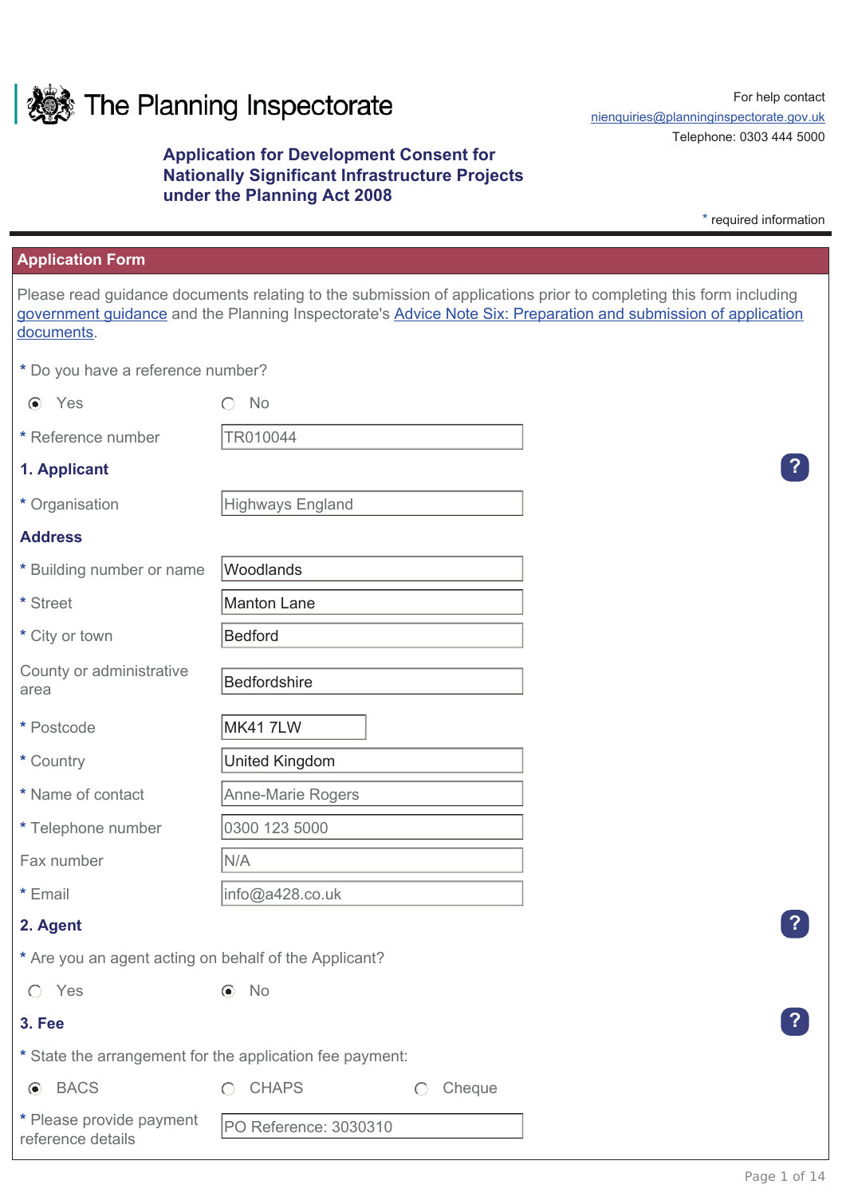# The Planning Inspectorate

For help contact
nienquiries@planninginspectorate.gov.uk
Telephone: 0303 444 5000

## Application for Development Consent for Nationally Significant Infrastructure Projects under the Planning Act 2008

* required information

## Application Form

Please read guidance documents relating to the submission of applications prior to completing this form including government guidance and the Planning Inspectorate's Advice Note Six: Preparation and submission of application documents.

* Do you have a reference number?

- (•) Yes
- ( ) No

| | |
|---|---|
| * Reference number | TR010044 |

### 1. Applicant

| | |
|---|---|
| * Organisation | Highways England |

**Address**

| | |
|---|---|
| * Building number or name | Woodlands |
| * Street | Manton Lane |
| * City or town | Bedford |
| County or administrative area | Bedfordshire |
| * Postcode | MK41 7LW |
| * Country | United Kingdom |
| * Name of contact | Anne-Marie Rogers |
| * Telephone number | 0300 123 5000 |
| Fax number | N/A |
| * Email | info@a428.co.uk |

### 2. Agent

* Are you an agent acting on behalf of the Applicant?

- ( ) Yes
- (•) No

### 3. Fee

* State the arrangement for the application fee payment:

- (•) BACS
- ( ) CHAPS
- ( ) Cheque

| | |
|---|---|
| * Please provide payment reference details | PO Reference: 3030310 |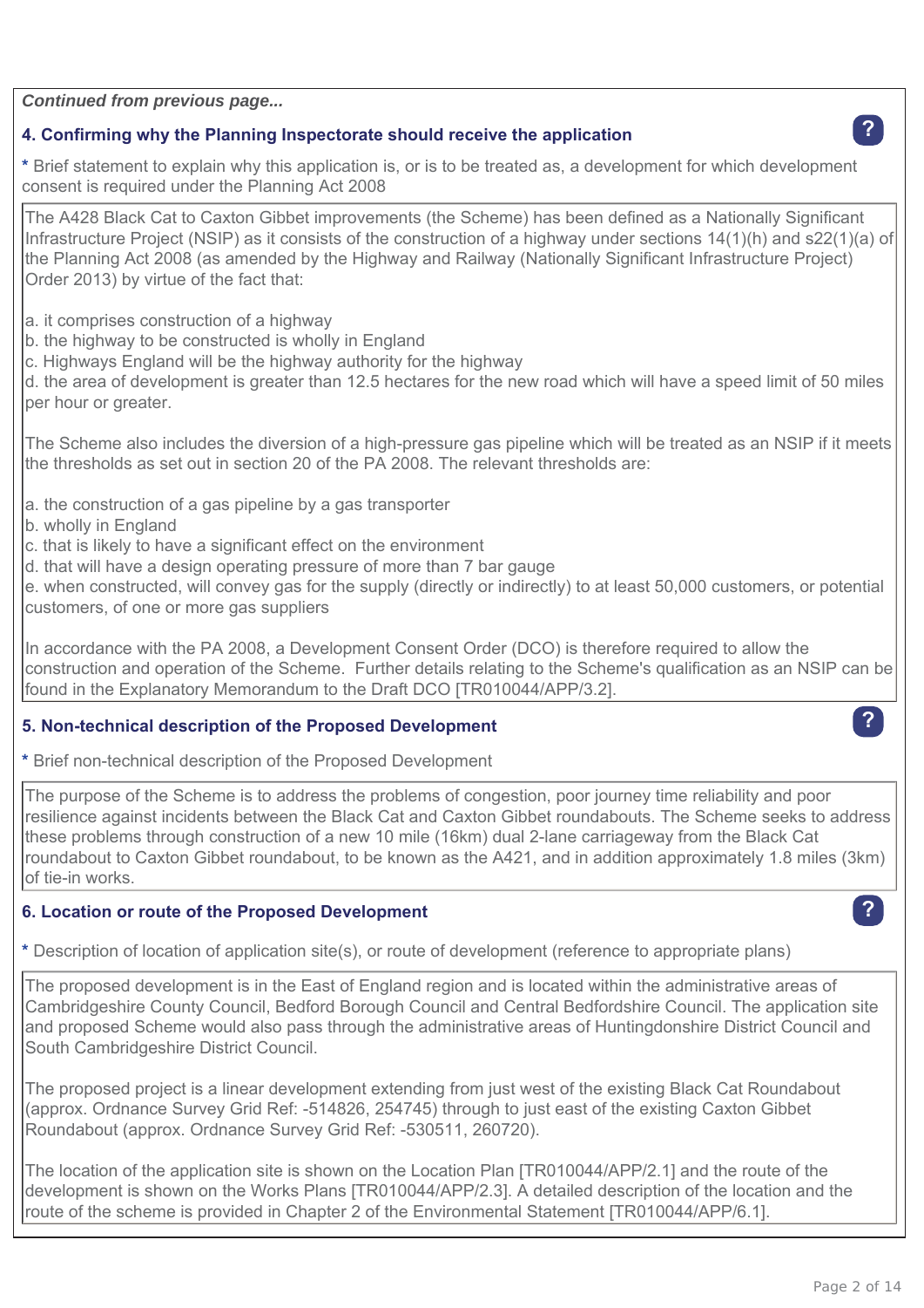*Continued from previous page...*

## 4. Confirming why the Planning Inspectorate should receive the application

* Brief statement to explain why this application is, or is to be treated as, a development for which development consent is required under the Planning Act 2008

The A428 Black Cat to Caxton Gibbet improvements (the Scheme) has been defined as a Nationally Significant Infrastructure Project (NSIP) as it consists of the construction of a highway under sections 14(1)(h) and s22(1)(a) of the Planning Act 2008 (as amended by the Highway and Railway (Nationally Significant Infrastructure Project) Order 2013) by virtue of the fact that:

a. it comprises construction of a highway
b. the highway to be constructed is wholly in England
c. Highways England will be the highway authority for the highway
d. the area of development is greater than 12.5 hectares for the new road which will have a speed limit of 50 miles per hour or greater.

The Scheme also includes the diversion of a high-pressure gas pipeline which will be treated as an NSIP if it meets the thresholds as set out in section 20 of the PA 2008. The relevant thresholds are:

a. the construction of a gas pipeline by a gas transporter
b. wholly in England
c. that is likely to have a significant effect on the environment
d. that will have a design operating pressure of more than 7 bar gauge
e. when constructed, will convey gas for the supply (directly or indirectly) to at least 50,000 customers, or potential customers, of one or more gas suppliers

In accordance with the PA 2008, a Development Consent Order (DCO) is therefore required to allow the construction and operation of the Scheme. Further details relating to the Scheme's qualification as an NSIP can be found in the Explanatory Memorandum to the Draft DCO [TR010044/APP/3.2].

## 5. Non-technical description of the Proposed Development

* Brief non-technical description of the Proposed Development

The purpose of the Scheme is to address the problems of congestion, poor journey time reliability and poor resilience against incidents between the Black Cat and Caxton Gibbet roundabouts. The Scheme seeks to address these problems through construction of a new 10 mile (16km) dual 2-lane carriageway from the Black Cat roundabout to Caxton Gibbet roundabout, to be known as the A421, and in addition approximately 1.8 miles (3km) of tie-in works.

## 6. Location or route of the Proposed Development

* Description of location of application site(s), or route of development (reference to appropriate plans)

The proposed development is in the East of England region and is located within the administrative areas of Cambridgeshire County Council, Bedford Borough Council and Central Bedfordshire Council. The application site and proposed Scheme would also pass through the administrative areas of Huntingdonshire District Council and South Cambridgeshire District Council.

The proposed project is a linear development extending from just west of the existing Black Cat Roundabout (approx. Ordnance Survey Grid Ref: -514826, 254745) through to just east of the existing Caxton Gibbet Roundabout (approx. Ordnance Survey Grid Ref: -530511, 260720).

The location of the application site is shown on the Location Plan [TR010044/APP/2.1] and the route of the development is shown on the Works Plans [TR010044/APP/2.3]. A detailed description of the location and the route of the scheme is provided in Chapter 2 of the Environmental Statement [TR010044/APP/6.1].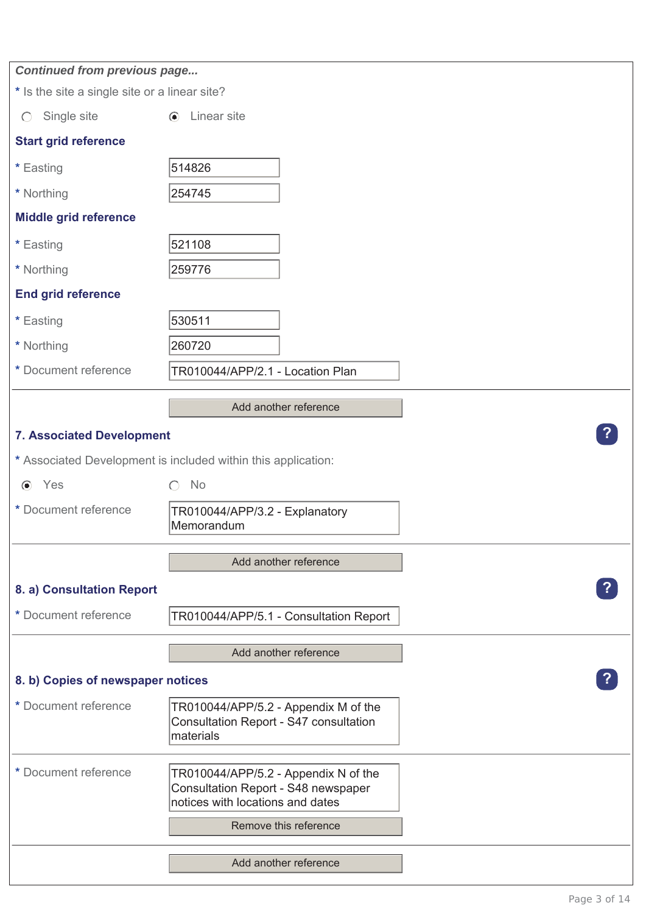*Continued from previous page...*

\* Is the site a single site or a linear site?

◯ Single site ◉ Linear site

**Start grid reference**

| | |
|---|---|
| * Easting | 514826 |
| * Northing | 254745 |

**Middle grid reference**

| | |
|---|---|
| * Easting | 521108 |
| * Northing | 259776 |

**End grid reference**

| | |
|---|---|
| * Easting | 530511 |
| * Northing | 260720 |
| * Document reference | TR010044/APP/2.1 - Location Plan |

Add another reference

### 7. Associated Development

\* Associated Development is included within this application:

◉ Yes ◯ No

\* Document reference: TR010044/APP/3.2 - Explanatory Memorandum

Add another reference

### 8. a) Consultation Report

\* Document reference: TR010044/APP/5.1 - Consultation Report

Add another reference

### 8. b) Copies of newspaper notices

\* Document reference: TR010044/APP/5.2 - Appendix M of the Consultation Report - S47 consultation materials

\* Document reference: TR010044/APP/5.2 - Appendix N of the Consultation Report - S48 newspaper notices with locations and dates

Remove this reference

Add another reference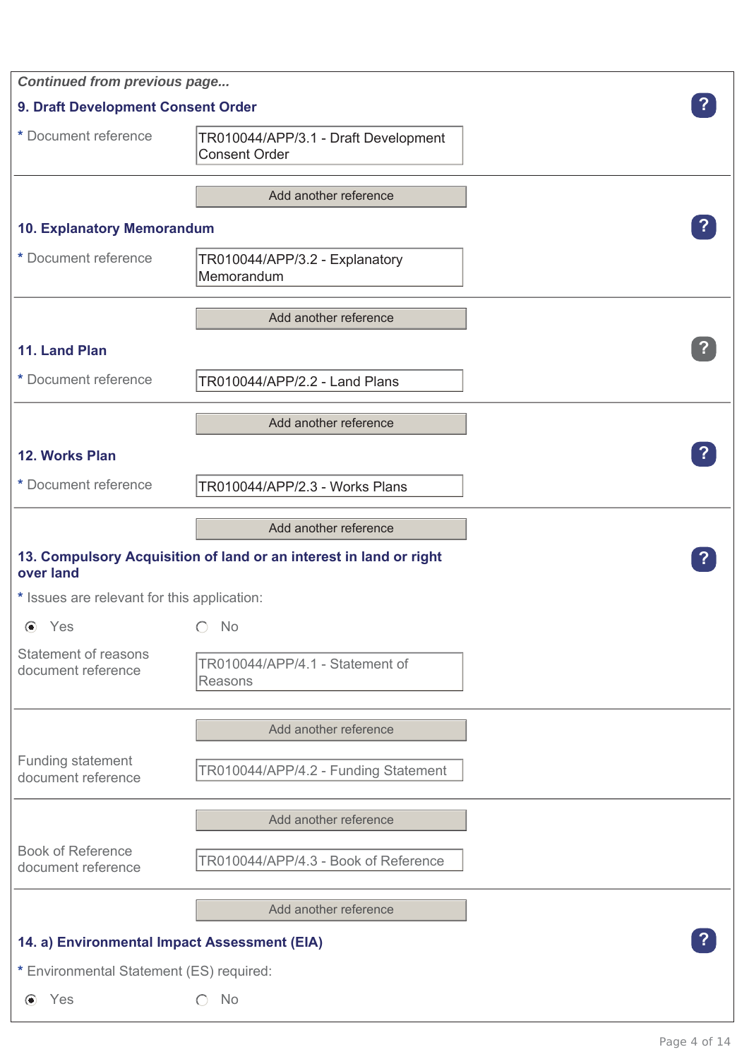*Continued from previous page...*

### 9. Draft Development Consent Order

\* Document reference: TR010044/APP/3.1 - Draft Development Consent Order

Add another reference

### 10. Explanatory Memorandum

\* Document reference: TR010044/APP/3.2 - Explanatory Memorandum

Add another reference

### 11. Land Plan

\* Document reference: TR010044/APP/2.2 - Land Plans

Add another reference

### 12. Works Plan

\* Document reference: TR010044/APP/2.3 - Works Plans

Add another reference

### 13. Compulsory Acquisition of land or an interest in land or right over land

\* Issues are relevant for this application:

- (•) Yes
- ( ) No

Statement of reasons document reference: TR010044/APP/4.1 - Statement of Reasons

Add another reference

Funding statement document reference: TR010044/APP/4.2 - Funding Statement

Add another reference

Book of Reference document reference: TR010044/APP/4.3 - Book of Reference

Add another reference

### 14. a) Environmental Impact Assessment (EIA)

\* Environmental Statement (ES) required:

- (•) Yes
- ( ) No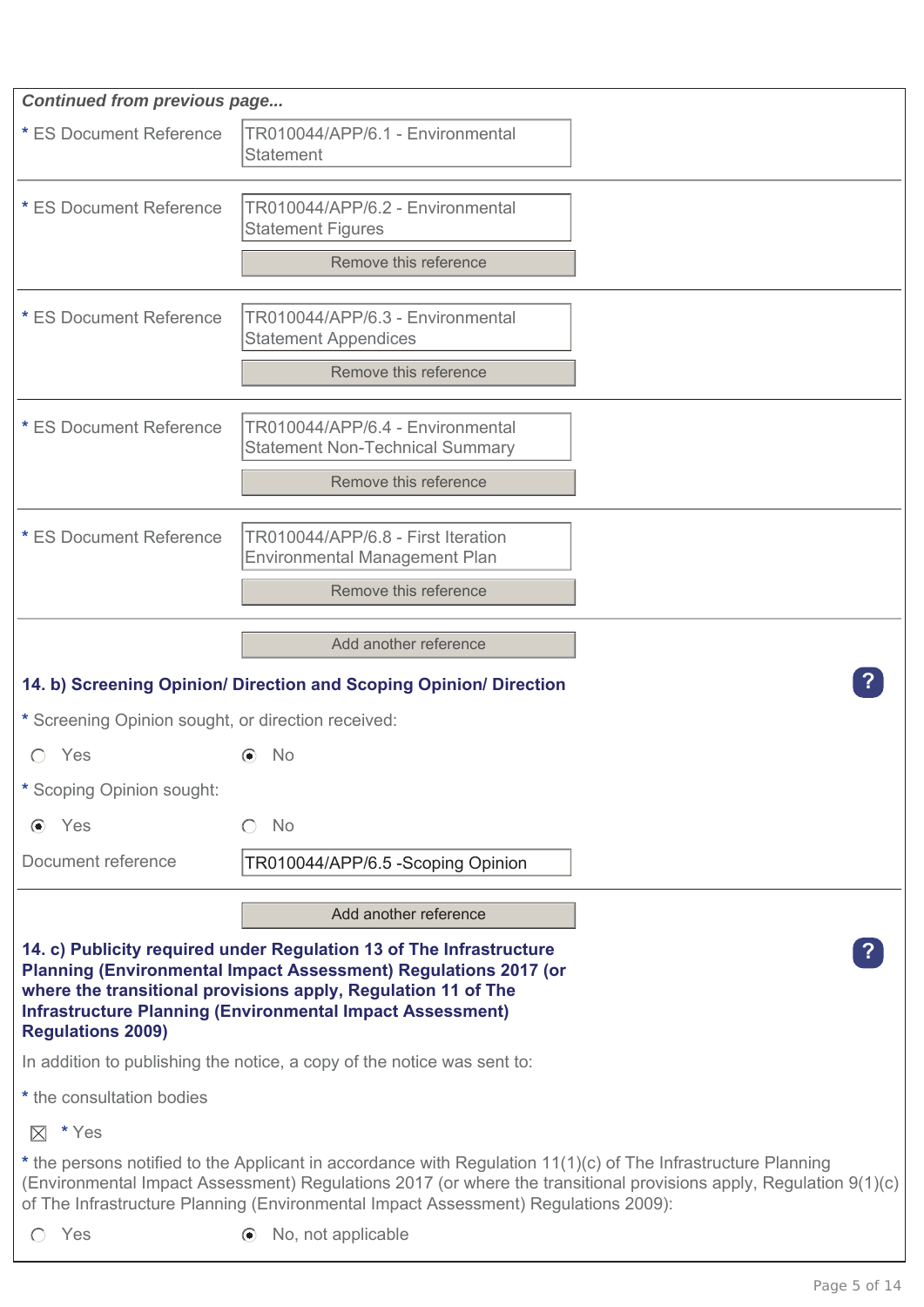*Continued from previous page...*

| * ES Document Reference | TR010044/APP/6.1 - Environmental Statement |
| --- | --- |
| * ES Document Reference | TR010044/APP/6.2 - Environmental Statement Figures<br>Remove this reference |
| * ES Document Reference | TR010044/APP/6.3 - Environmental Statement Appendices<br>Remove this reference |
| * ES Document Reference | TR010044/APP/6.4 - Environmental Statement Non-Technical Summary<br>Remove this reference |
| * ES Document Reference | TR010044/APP/6.8 - First Iteration Environmental Management Plan<br>Remove this reference |

Add another reference

### 14. b) Screening Opinion/ Direction and Scoping Opinion/ Direction

* Screening Opinion sought, or direction received:

- ○ Yes
- ◉ No

* Scoping Opinion sought:

- ◉ Yes
- ○ No

Document reference: TR010044/APP/6.5 -Scoping Opinion

Add another reference

### 14. c) Publicity required under Regulation 13 of The Infrastructure Planning (Environmental Impact Assessment) Regulations 2017 (or where the transitional provisions apply, Regulation 11 of The Infrastructure Planning (Environmental Impact Assessment) Regulations 2009)

In addition to publishing the notice, a copy of the notice was sent to:

* the consultation bodies

☒ * Yes

* the persons notified to the Applicant in accordance with Regulation 11(1)(c) of The Infrastructure Planning (Environmental Impact Assessment) Regulations 2017 (or where the transitional provisions apply, Regulation 9(1)(c) of The Infrastructure Planning (Environmental Impact Assessment) Regulations 2009):

- ○ Yes
- ◉ No, not applicable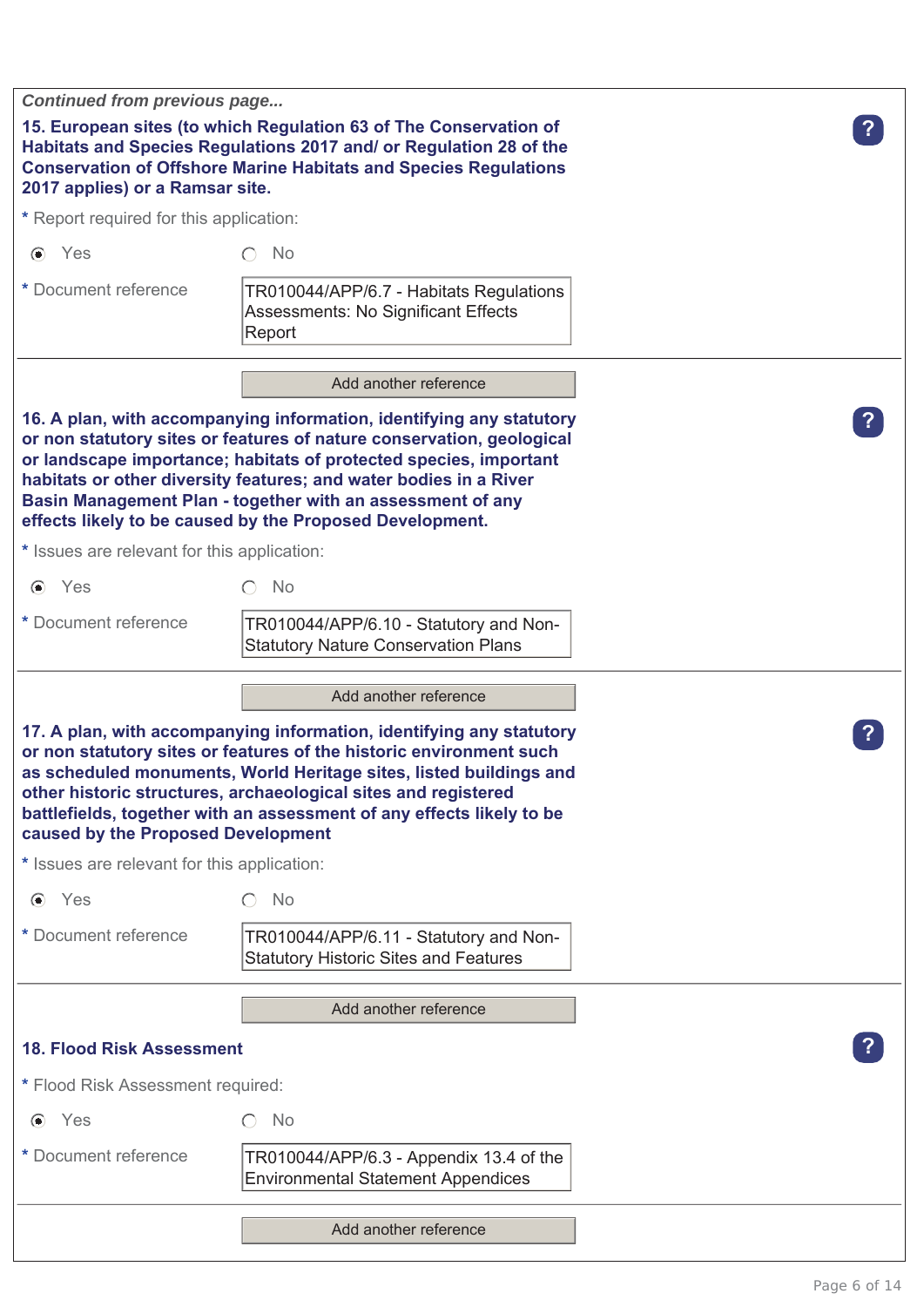*Continued from previous page...*

**15. European sites (to which Regulation 63 of The Conservation of Habitats and Species Regulations 2017 and/ or Regulation 28 of the Conservation of Offshore Marine Habitats and Species Regulations 2017 applies) or a Ramsar site.**

\* Report required for this application:

- (●) Yes
- ( ) No

\* Document reference: TR010044/APP/6.7 - Habitats Regulations Assessments: No Significant Effects Report

Add another reference

**16. A plan, with accompanying information, identifying any statutory or non statutory sites or features of nature conservation, geological or landscape importance; habitats of protected species, important habitats or other diversity features; and water bodies in a River Basin Management Plan - together with an assessment of any effects likely to be caused by the Proposed Development.**

\* Issues are relevant for this application:

- (●) Yes
- ( ) No

\* Document reference: TR010044/APP/6.10 - Statutory and Non-Statutory Nature Conservation Plans

Add another reference

**17. A plan, with accompanying information, identifying any statutory or non statutory sites or features of the historic environment such as scheduled monuments, World Heritage sites, listed buildings and other historic structures, archaeological sites and registered battlefields, together with an assessment of any effects likely to be caused by the Proposed Development**

\* Issues are relevant for this application:

- (●) Yes
- ( ) No

\* Document reference: TR010044/APP/6.11 - Statutory and Non-Statutory Historic Sites and Features

Add another reference

**18. Flood Risk Assessment**

\* Flood Risk Assessment required:

- (●) Yes
- ( ) No

\* Document reference: TR010044/APP/6.3 - Appendix 13.4 of the Environmental Statement Appendices

Add another reference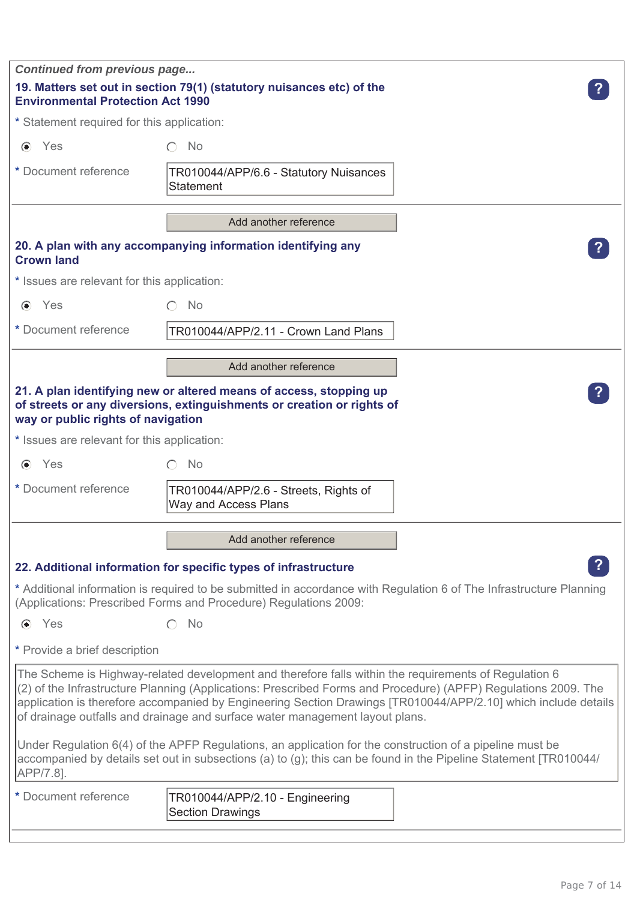*Continued from previous page...*

### 19. Matters set out in section 79(1) (statutory nuisances etc) of the Environmental Protection Act 1990

\* Statement required for this application:

(●) Yes ( ) No

\* Document reference: TR010044/APP/6.6 - Statutory Nuisances Statement

Add another reference

### 20. A plan with any accompanying information identifying any Crown land

\* Issues are relevant for this application:

(●) Yes ( ) No

\* Document reference: TR010044/APP/2.11 - Crown Land Plans

Add another reference

### 21. A plan identifying new or altered means of access, stopping up of streets or any diversions, extinguishments or creation or rights of way or public rights of navigation

\* Issues are relevant for this application:

(●) Yes ( ) No

\* Document reference: TR010044/APP/2.6 - Streets, Rights of Way and Access Plans

Add another reference

### 22. Additional information for specific types of infrastructure

\* Additional information is required to be submitted in accordance with Regulation 6 of The Infrastructure Planning (Applications: Prescribed Forms and Procedure) Regulations 2009:

(●) Yes ( ) No

\* Provide a brief description

The Scheme is Highway-related development and therefore falls within the requirements of Regulation 6 (2) of the Infrastructure Planning (Applications: Prescribed Forms and Procedure) (APFP) Regulations 2009. The application is therefore accompanied by Engineering Section Drawings [TR010044/APP/2.10] which include details of drainage outfalls and drainage and surface water management layout plans.

Under Regulation 6(4) of the APFP Regulations, an application for the construction of a pipeline must be accompanied by details set out in subsections (a) to (g); this can be found in the Pipeline Statement [TR010044/APP/7.8].

\* Document reference: TR010044/APP/2.10 - Engineering Section Drawings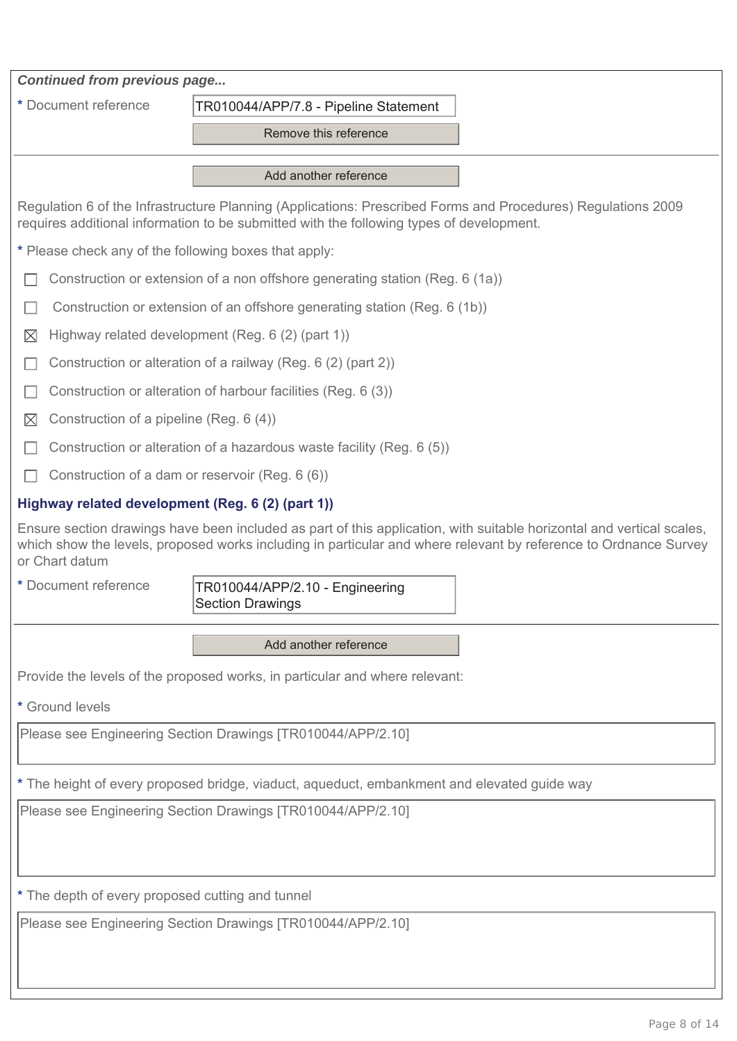***Continued from previous page...***

\* Document reference: TR010044/APP/7.8 - Pipeline Statement

Remove this reference

Add another reference

Regulation 6 of the Infrastructure Planning (Applications: Prescribed Forms and Procedures) Regulations 2009 requires additional information to be submitted with the following types of development.

\* Please check any of the following boxes that apply:

- [ ] Construction or extension of a non offshore generating station (Reg. 6 (1a))
- [ ] Construction or extension of an offshore generating station (Reg. 6 (1b))
- [x] Highway related development (Reg. 6 (2) (part 1))
- [ ] Construction or alteration of a railway (Reg. 6 (2) (part 2))
- [ ] Construction or alteration of harbour facilities (Reg. 6 (3))
- [x] Construction of a pipeline (Reg. 6 (4))
- [ ] Construction or alteration of a hazardous waste facility (Reg. 6 (5))
- [ ] Construction of a dam or reservoir (Reg. 6 (6))

### Highway related development (Reg. 6 (2) (part 1))

Ensure section drawings have been included as part of this application, with suitable horizontal and vertical scales, which show the levels, proposed works including in particular and where relevant by reference to Ordnance Survey or Chart datum

\* Document reference: TR010044/APP/2.10 - Engineering Section Drawings

Add another reference

Provide the levels of the proposed works, in particular and where relevant:

\* Ground levels

Please see Engineering Section Drawings [TR010044/APP/2.10]

\* The height of every proposed bridge, viaduct, aqueduct, embankment and elevated guide way

Please see Engineering Section Drawings [TR010044/APP/2.10]

\* The depth of every proposed cutting and tunnel

Please see Engineering Section Drawings [TR010044/APP/2.10]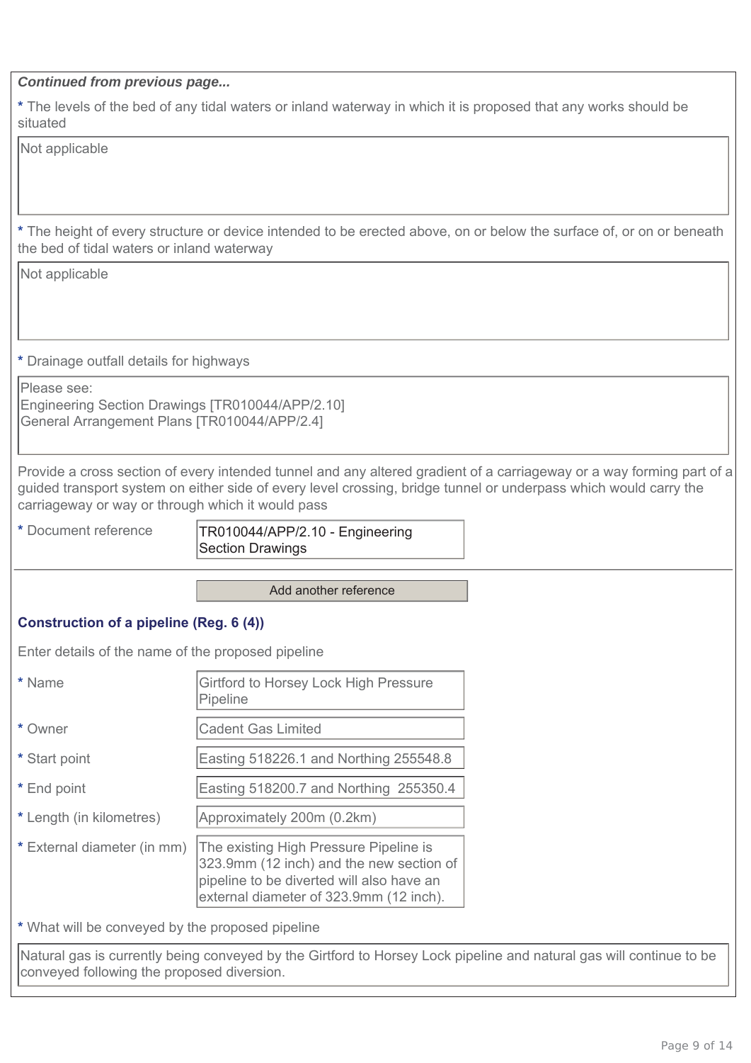***Continued from previous page...***

\* The levels of the bed of any tidal waters or inland waterway in which it is proposed that any works should be situated

Not applicable

\* The height of every structure or device intended to be erected above, on or below the surface of, or on or beneath the bed of tidal waters or inland waterway

Not applicable

\* Drainage outfall details for highways

Please see:
Engineering Section Drawings [TR010044/APP/2.10]
General Arrangement Plans [TR010044/APP/2.4]

Provide a cross section of every intended tunnel and any altered gradient of a carriageway or a way forming part of a guided transport system on either side of every level crossing, bridge tunnel or underpass which would carry the carriageway or way or through which it would pass

| | |
|---|---|
| * Document reference | TR010044/APP/2.10 - Engineering Section Drawings |

Add another reference

### Construction of a pipeline (Reg. 6 (4))

Enter details of the name of the proposed pipeline

| | |
|---|---|
| * Name | Girtford to Horsey Lock High Pressure Pipeline |
| * Owner | Cadent Gas Limited |
| * Start point | Easting 518226.1 and Northing 255548.8 |
| * End point | Easting 518200.7 and Northing 255350.4 |
| * Length (in kilometres) | Approximately 200m (0.2km) |
| * External diameter (in mm) | The existing High Pressure Pipeline is 323.9mm (12 inch) and the new section of pipeline to be diverted will also have an external diameter of 323.9mm (12 inch). |

\* What will be conveyed by the proposed pipeline

Natural gas is currently being conveyed by the Girtford to Horsey Lock pipeline and natural gas will continue to be conveyed following the proposed diversion.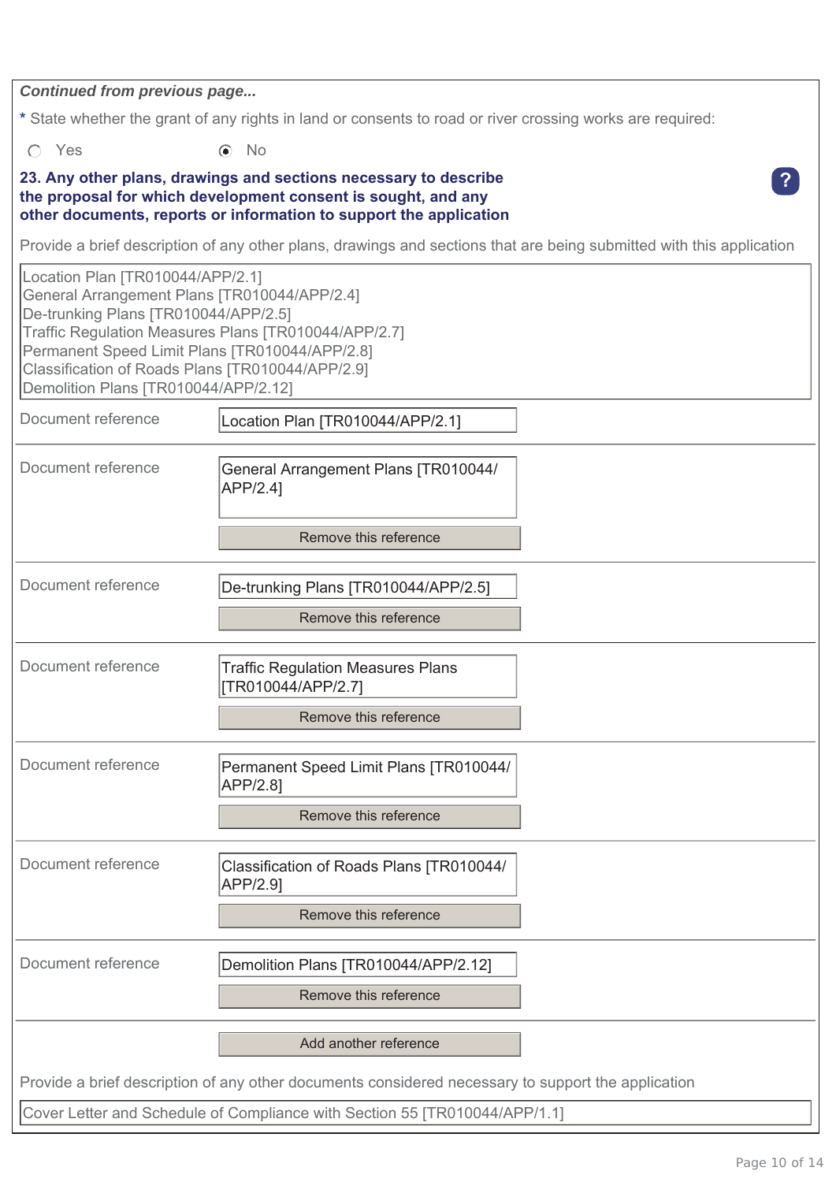*Continued from previous page...*

\* State whether the grant of any rights in land or consents to road or river crossing works are required:

○ Yes ◉ No

### 23. Any other plans, drawings and sections necessary to describe the proposal for which development consent is sought, and any other documents, reports or information to support the application

Provide a brief description of any other plans, drawings and sections that are being submitted with this application

Location Plan [TR010044/APP/2.1]
General Arrangement Plans [TR010044/APP/2.4]
De-trunking Plans [TR010044/APP/2.5]
Traffic Regulation Measures Plans [TR010044/APP/2.7]
Permanent Speed Limit Plans [TR010044/APP/2.8]
Classification of Roads Plans [TR010044/APP/2.9]
Demolition Plans [TR010044/APP/2.12]

| | |
|---|---|
| Document reference | Location Plan [TR010044/APP/2.1] |
| Document reference | General Arrangement Plans [TR010044/APP/2.4] |
| Document reference | De-trunking Plans [TR010044/APP/2.5] |
| Document reference | Traffic Regulation Measures Plans [TR010044/APP/2.7] |
| Document reference | Permanent Speed Limit Plans [TR010044/APP/2.8] |
| Document reference | Classification of Roads Plans [TR010044/APP/2.9] |
| Document reference | Demolition Plans [TR010044/APP/2.12] |

Provide a brief description of any other documents considered necessary to support the application

Cover Letter and Schedule of Compliance with Section 55 [TR010044/APP/1.1]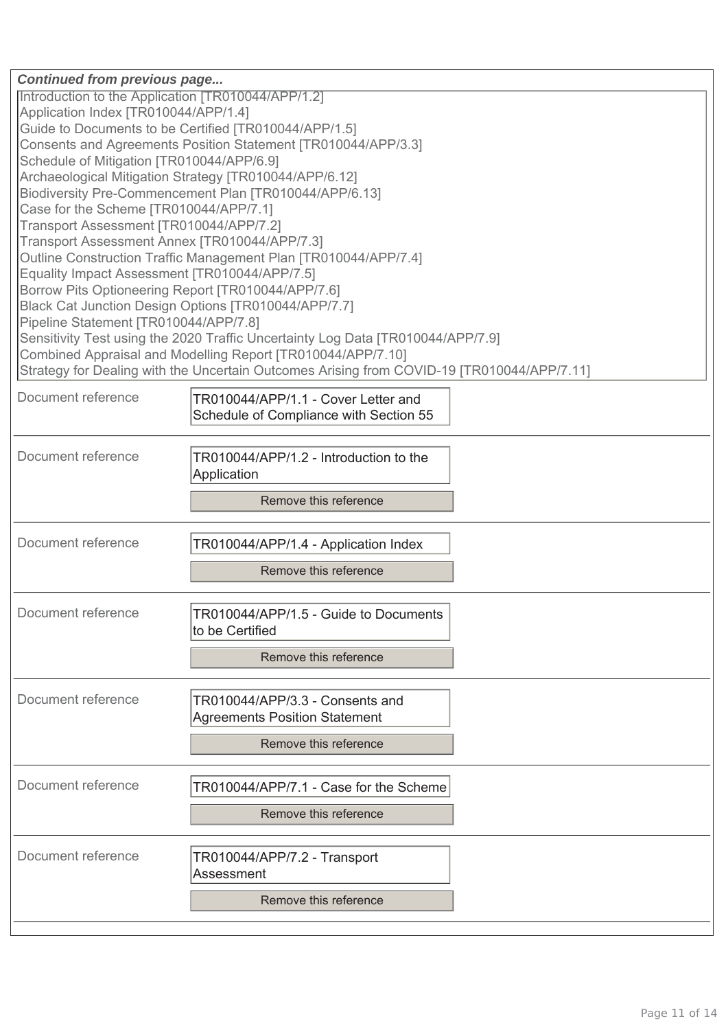***Continued from previous page...***

Introduction to the Application [TR010044/APP/1.2]
Application Index [TR010044/APP/1.4]
Guide to Documents to be Certified [TR010044/APP/1.5]
Consents and Agreements Position Statement [TR010044/APP/3.3]
Schedule of Mitigation [TR010044/APP/6.9]
Archaeological Mitigation Strategy [TR010044/APP/6.12]
Biodiversity Pre-Commencement Plan [TR010044/APP/6.13]
Case for the Scheme [TR010044/APP/7.1]
Transport Assessment [TR010044/APP/7.2]
Transport Assessment Annex [TR010044/APP/7.3]
Outline Construction Traffic Management Plan [TR010044/APP/7.4]
Equality Impact Assessment [TR010044/APP/7.5]
Borrow Pits Optioneering Report [TR010044/APP/7.6]
Black Cat Junction Design Options [TR010044/APP/7.7]
Pipeline Statement [TR010044/APP/7.8]
Sensitivity Test using the 2020 Traffic Uncertainty Log Data [TR010044/APP/7.9]
Combined Appraisal and Modelling Report [TR010044/APP/7.10]
Strategy for Dealing with the Uncertain Outcomes Arising from COVID-19 [TR010044/APP/7.11]

| | |
|---|---|
| Document reference | TR010044/APP/1.1 - Cover Letter and Schedule of Compliance with Section 55 |
| Document reference | TR010044/APP/1.2 - Introduction to the Application<br>Remove this reference |
| Document reference | TR010044/APP/1.4 - Application Index<br>Remove this reference |
| Document reference | TR010044/APP/1.5 - Guide to Documents to be Certified<br>Remove this reference |
| Document reference | TR010044/APP/3.3 - Consents and Agreements Position Statement<br>Remove this reference |
| Document reference | TR010044/APP/7.1 - Case for the Scheme<br>Remove this reference |
| Document reference | TR010044/APP/7.2 - Transport Assessment<br>Remove this reference |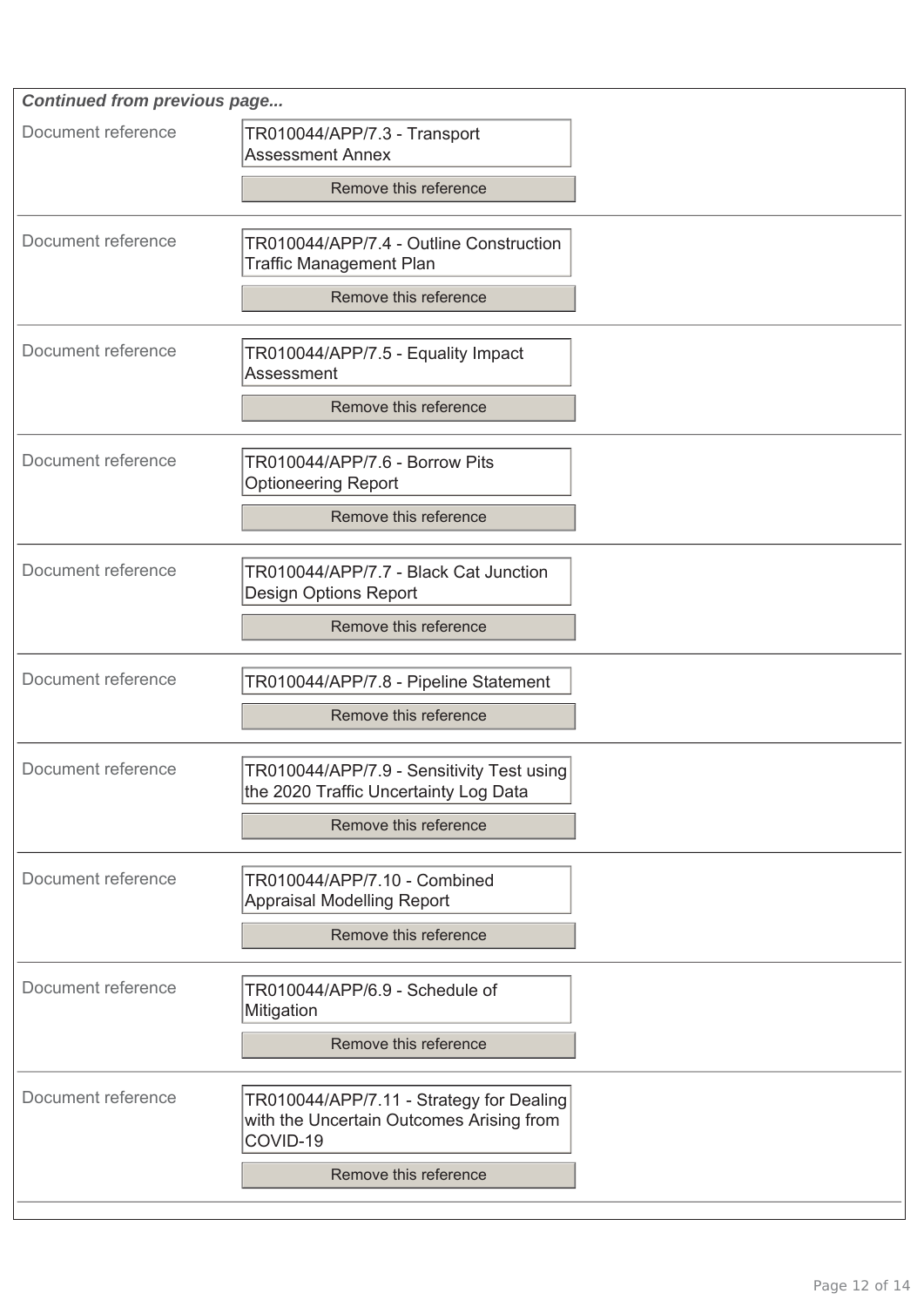*Continued from previous page...*

| | |
|---|---|
| Document reference | TR010044/APP/7.3 - Transport Assessment Annex<br>Remove this reference |
| Document reference | TR010044/APP/7.4 - Outline Construction Traffic Management Plan<br>Remove this reference |
| Document reference | TR010044/APP/7.5 - Equality Impact Assessment<br>Remove this reference |
| Document reference | TR010044/APP/7.6 - Borrow Pits Optioneering Report<br>Remove this reference |
| Document reference | TR010044/APP/7.7 - Black Cat Junction Design Options Report<br>Remove this reference |
| Document reference | TR010044/APP/7.8 - Pipeline Statement<br>Remove this reference |
| Document reference | TR010044/APP/7.9 - Sensitivity Test using the 2020 Traffic Uncertainty Log Data<br>Remove this reference |
| Document reference | TR010044/APP/7.10 - Combined Appraisal Modelling Report<br>Remove this reference |
| Document reference | TR010044/APP/6.9 - Schedule of Mitigation<br>Remove this reference |
| Document reference | TR010044/APP/7.11 - Strategy for Dealing with the Uncertain Outcomes Arising from COVID-19<br>Remove this reference |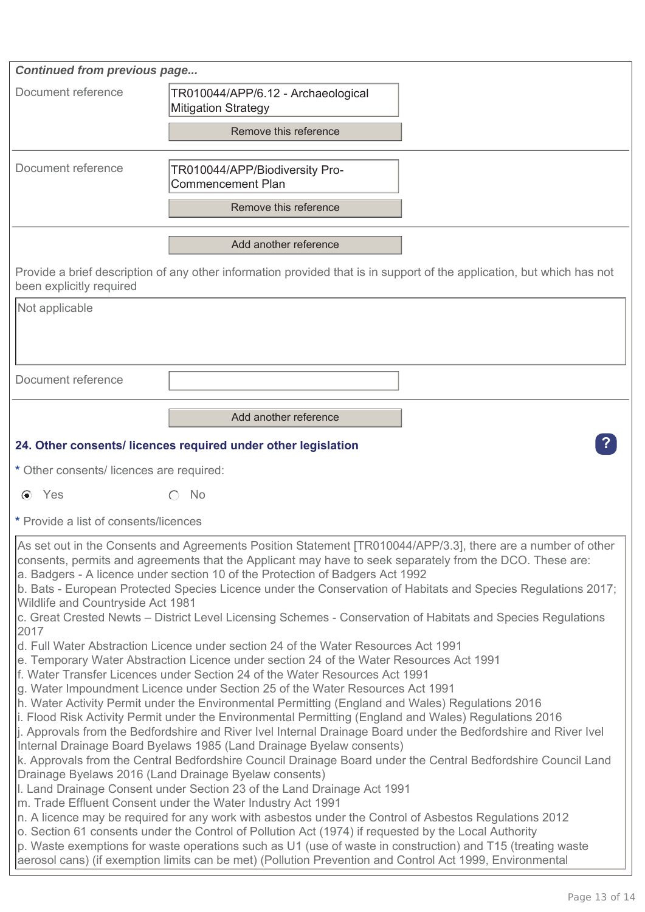*Continued from previous page...*

Document reference: TR010044/APP/6.12 - Archaeological Mitigation Strategy

Remove this reference

Document reference: TR010044/APP/Biodiversity Pro-Commencement Plan

Remove this reference

Add another reference

Provide a brief description of any other information provided that is in support of the application, but which has not been explicitly required

Not applicable

Document reference:

Add another reference

### 24. Other consents/ licences required under other legislation

\* Other consents/ licences are required:

(•) Yes ( ) No

\* Provide a list of consents/licences

As set out in the Consents and Agreements Position Statement [TR010044/APP/3.3], there are a number of other consents, permits and agreements that the Applicant may have to seek separately from the DCO. These are:

a. Badgers - A licence under section 10 of the Protection of Badgers Act 1992
b. Bats - European Protected Species Licence under the Conservation of Habitats and Species Regulations 2017; Wildlife and Countryside Act 1981
c. Great Crested Newts – District Level Licensing Schemes - Conservation of Habitats and Species Regulations 2017
d. Full Water Abstraction Licence under section 24 of the Water Resources Act 1991
e. Temporary Water Abstraction Licence under section 24 of the Water Resources Act 1991
f. Water Transfer Licences under Section 24 of the Water Resources Act 1991
g. Water Impoundment Licence under Section 25 of the Water Resources Act 1991
h. Water Activity Permit under the Environmental Permitting (England and Wales) Regulations 2016
i. Flood Risk Activity Permit under the Environmental Permitting (England and Wales) Regulations 2016
j. Approvals from the Bedfordshire and River Ivel Internal Drainage Board under the Bedfordshire and River Ivel Internal Drainage Board Byelaws 1985 (Land Drainage Byelaw consents)
k. Approvals from the Central Bedfordshire Council Drainage Board under the Central Bedfordshire Council Land Drainage Byelaws 2016 (Land Drainage Byelaw consents)
l. Land Drainage Consent under Section 23 of the Land Drainage Act 1991
m. Trade Effluent Consent under the Water Industry Act 1991
n. A licence may be required for any work with asbestos under the Control of Asbestos Regulations 2012
o. Section 61 consents under the Control of Pollution Act (1974) if requested by the Local Authority
p. Waste exemptions for waste operations such as U1 (use of waste in construction) and T15 (treating waste aerosol cans) (if exemption limits can be met) (Pollution Prevention and Control Act 1999, Environmental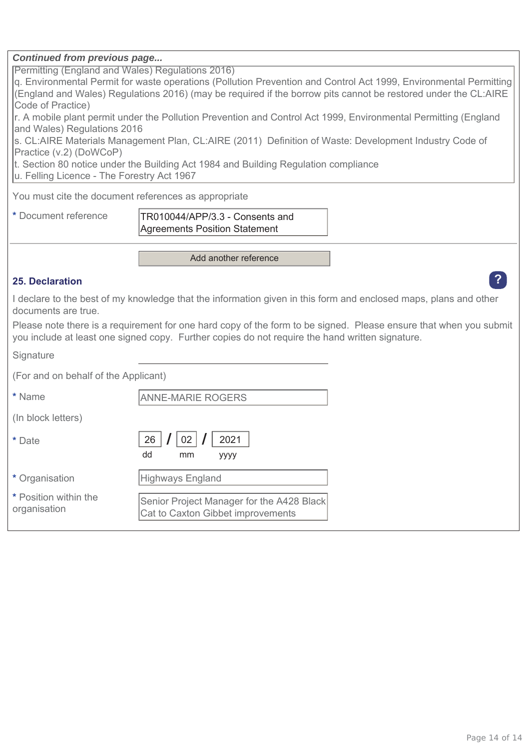***Continued from previous page...***

Permitting (England and Wales) Regulations 2016)

q. Environmental Permit for waste operations (Pollution Prevention and Control Act 1999, Environmental Permitting (England and Wales) Regulations 2016) (may be required if the borrow pits cannot be restored under the CL:AIRE Code of Practice)

r. A mobile plant permit under the Pollution Prevention and Control Act 1999, Environmental Permitting (England and Wales) Regulations 2016

s. CL:AIRE Materials Management Plan, CL:AIRE (2011) Definition of Waste: Development Industry Code of Practice (v.2) (DoWCoP)

t. Section 80 notice under the Building Act 1984 and Building Regulation compliance

u. Felling Licence - The Forestry Act 1967

You must cite the document references as appropriate

* Document reference: TR010044/APP/3.3 - Consents and Agreements Position Statement

Add another reference

## 25. Declaration

I declare to the best of my knowledge that the information given in this form and enclosed maps, plans and other documents are true.

Please note there is a requirement for one hard copy of the form to be signed. Please ensure that when you submit you include at least one signed copy. Further copies do not require the hand written signature.

Signature

(For and on behalf of the Applicant)

* Name: ANNE-MARIE ROGERS

(In block letters)

* Date: 26 / 02 / 2021 (dd / mm / yyyy)

* Organisation: Highways England

* Position within the organisation: Senior Project Manager for the A428 Black Cat to Caxton Gibbet improvements